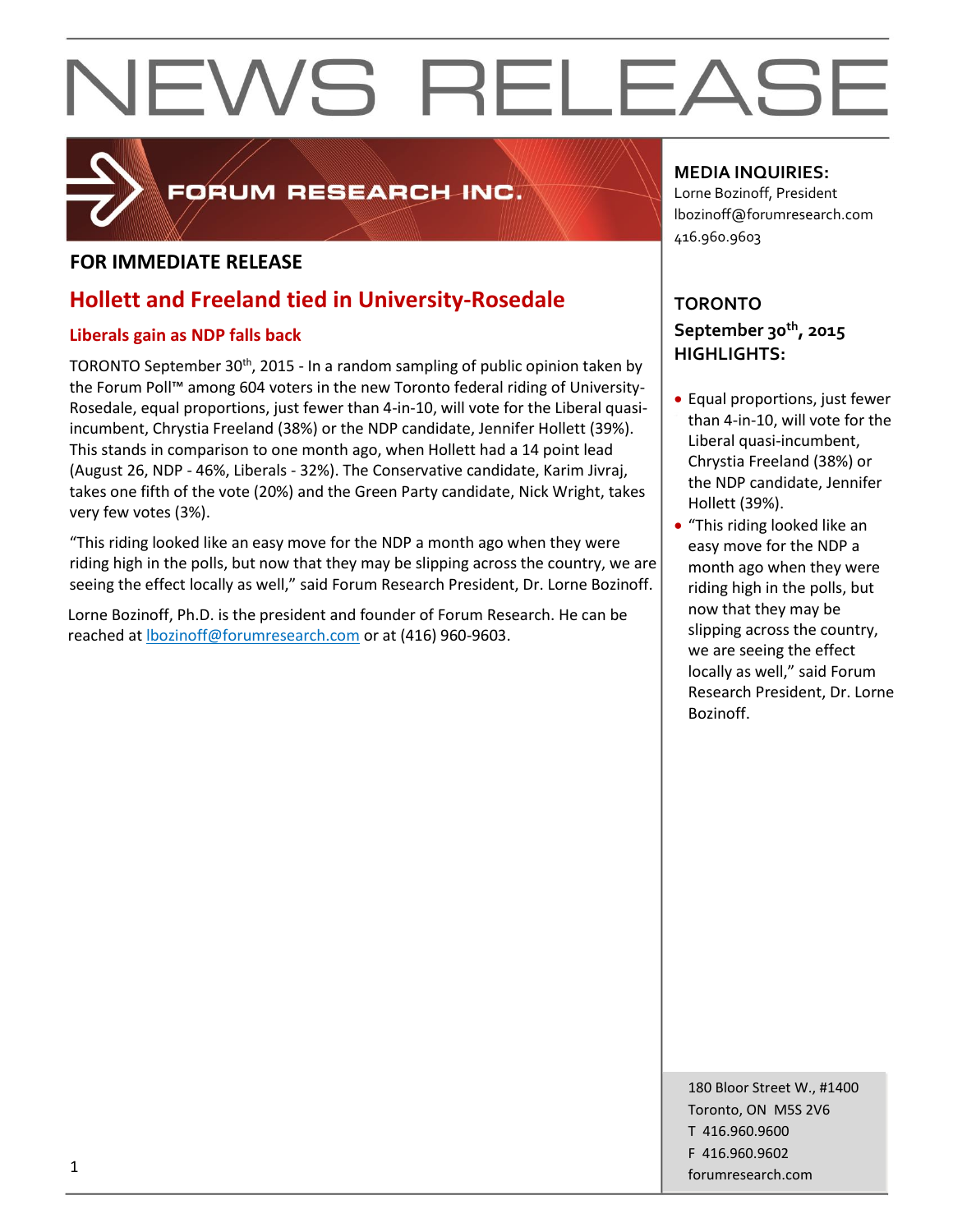# NEWS RELEASE

FORUM RESEARCH INC.

**FOR IMMEDIATE RELEASE**

## Hollett and Freeland tied in University-Rosedale

### Liberals gain as NDP falls back

TORONTO September 30th, 2015 - In a random sampling of public opinion taken by the Forum Poll™ among 604 voters in the new Toronto federal riding of University-Rosedale, equal proportions, just fewer than 4-in-10, will vote for the Liberal quasi-incumbent, Chrystia Freeland (38%) or the NDP candidate, Jennifer Hollett (39%). This stands in comparison to one month ago, when Hollett had a 14 point lead (August 26, NDP - 46%, Liberals - 32%). The Conservative candidate, Karim Jivraj, takes one fifth of the vote (20%) and the Green Party candidate, Nick Wright, takes very few votes (3%).

"This riding looked like an easy move for the NDP a month ago when they were riding high in the polls, but now that they may be slipping across the country, we are seeing the effect locally as well," said Forum Research President, Dr. Lorne Bozinoff.

Lorne Bozinoff, Ph.D. is the president and founder of Forum Research. He can be reached at lbozinoff@forumresearch.com or at (416) 960-9603.

**MEDIA INQUIRIES:**
Lorne Bozinoff, President
lbozinoff@forumresearch.com
416.960.9603

**TORONTO**
**September 30th, 2015**
**HIGHLIGHTS:**

- Equal proportions, just fewer than 4-in-10, will vote for the Liberal quasi-incumbent, Chrystia Freeland (38%) or the NDP candidate, Jennifer Hollett (39%).
- "This riding looked like an easy move for the NDP a month ago when they were riding high in the polls, but now that they may be slipping across the country, we are seeing the effect locally as well," said Forum Research President, Dr. Lorne Bozinoff.

180 Bloor Street W., #1400
Toronto, ON M5S 2V6
T 416.960.9600
F 416.960.9602
forumresearch.com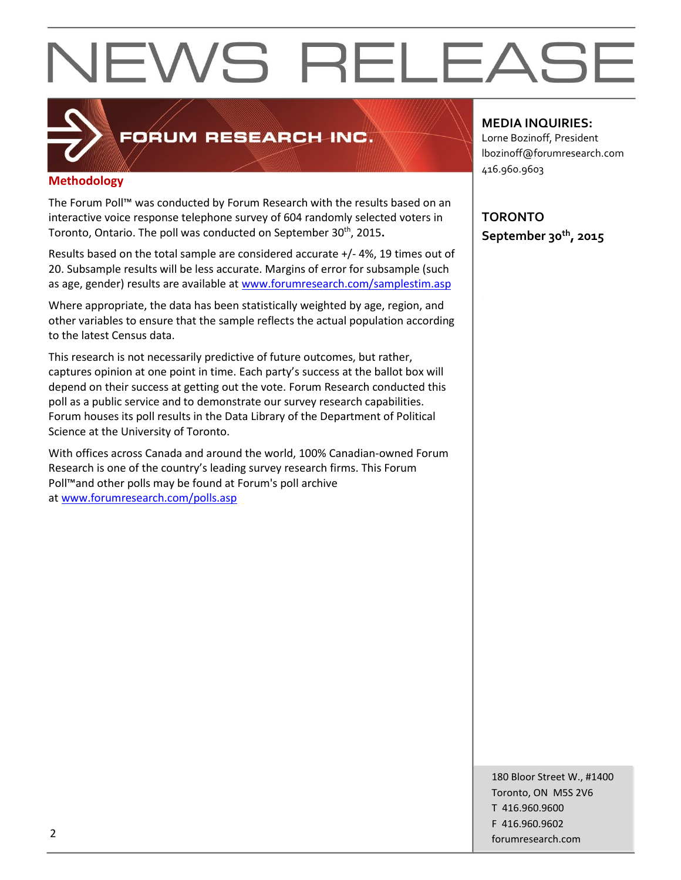# NEWS RELEASE

FORUM RESEARCH INC.

## Methodology

The Forum Poll™ was conducted by Forum Research with the results based on an interactive voice response telephone survey of 604 randomly selected voters in Toronto, Ontario. The poll was conducted on September 30th, 2015.

Results based on the total sample are considered accurate +/- 4%, 19 times out of 20. Subsample results will be less accurate. Margins of error for subsample (such as age, gender) results are available at www.forumresearch.com/samplestim.asp

Where appropriate, the data has been statistically weighted by age, region, and other variables to ensure that the sample reflects the actual population according to the latest Census data.

This research is not necessarily predictive of future outcomes, but rather, captures opinion at one point in time. Each party's success at the ballot box will depend on their success at getting out the vote. Forum Research conducted this poll as a public service and to demonstrate our survey research capabilities. Forum houses its poll results in the Data Library of the Department of Political Science at the University of Toronto.

With offices across Canada and around the world, 100% Canadian-owned Forum Research is one of the country's leading survey research firms. This Forum Poll™and other polls may be found at Forum's poll archive at www.forumresearch.com/polls.asp

**MEDIA INQUIRIES:**
Lorne Bozinoff, President
lbozinoff@forumresearch.com
416.960.9603

**TORONTO**
**September 30th, 2015**

180 Bloor Street W., #1400
Toronto, ON M5S 2V6
T 416.960.9600
F 416.960.9602
forumresearch.com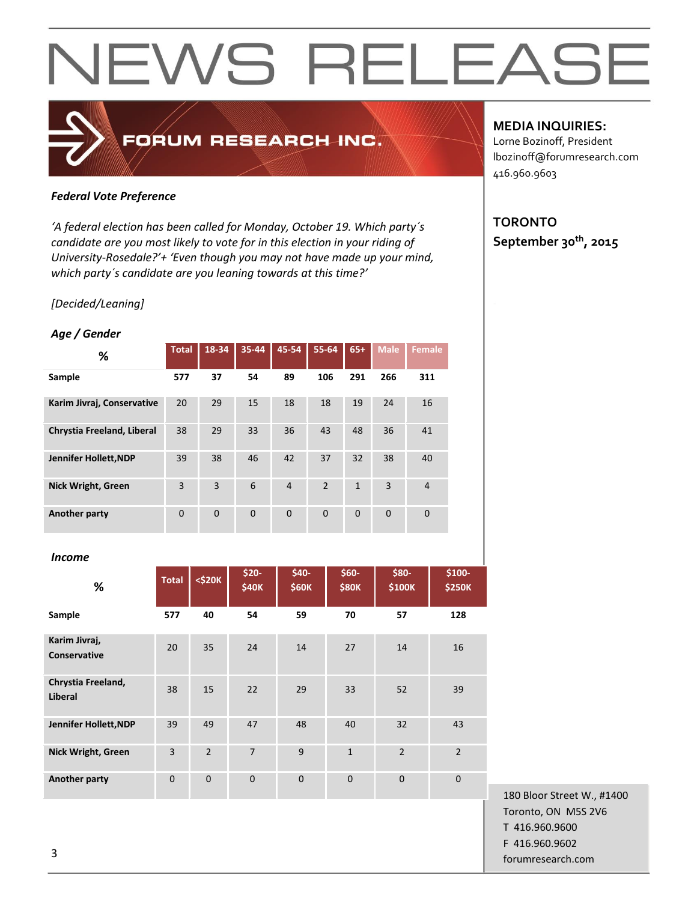# NEWS RELEASE

FORUM RESEARCH INC.

**MEDIA INQUIRIES:**
Lorne Bozinoff, President
lbozinoff@forumresearch.com
416.960.9603

**TORONTO**
**September 30th, 2015**

***Federal Vote Preference***

*'A federal election has been called for Monday, October 19. Which party´s candidate are you most likely to vote for in this election in your riding of University-Rosedale?'+ 'Even though you may not have made up your mind, which party´s candidate are you leaning towards at this time?'*

*[Decided/Leaning]*

***Age / Gender***

| % | Total | 18-34 | 35-44 | 45-54 | 55-64 | 65+ | Male | Female |
|---|---|---|---|---|---|---|---|---|
| **Sample** | **577** | **37** | **54** | **89** | **106** | **291** | **266** | **311** |
| **Karim Jivraj, Conservative** | 20 | 29 | 15 | 18 | 18 | 19 | 24 | 16 |
| **Chrystia Freeland, Liberal** | 38 | 29 | 33 | 36 | 43 | 48 | 36 | 41 |
| **Jennifer Hollett,NDP** | 39 | 38 | 46 | 42 | 37 | 32 | 38 | 40 |
| **Nick Wright, Green** | 3 | 3 | 6 | 4 | 2 | 1 | 3 | 4 |
| **Another party** | 0 | 0 | 0 | 0 | 0 | 0 | 0 | 0 |

***Income***

| % | Total | <$20K | $20-$40K | $40-$60K | $60-$80K | $80-$100K | $100-$250K |
|---|---|---|---|---|---|---|---|
| **Sample** | **577** | **40** | **54** | **59** | **70** | **57** | **128** |
| **Karim Jivraj, Conservative** | 20 | 35 | 24 | 14 | 27 | 14 | 16 |
| **Chrystia Freeland, Liberal** | 38 | 15 | 22 | 29 | 33 | 52 | 39 |
| **Jennifer Hollett,NDP** | 39 | 49 | 47 | 48 | 40 | 32 | 43 |
| **Nick Wright, Green** | 3 | 2 | 7 | 9 | 1 | 2 | 2 |
| **Another party** | 0 | 0 | 0 | 0 | 0 | 0 | 0 |

180 Bloor Street W., #1400
Toronto, ON M5S 2V6
T 416.960.9600
F 416.960.9602
forumresearch.com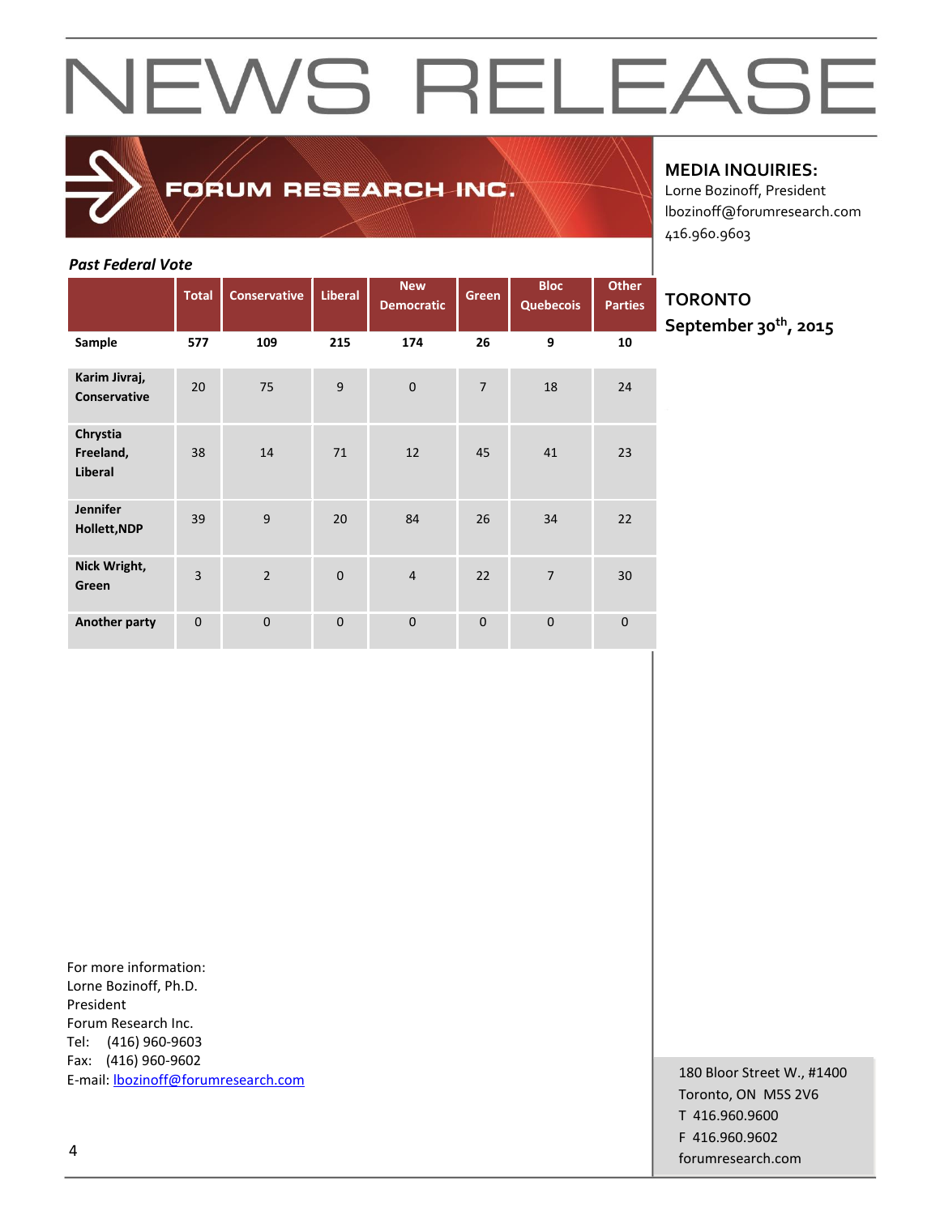# NEWS RELEASE

FORUM RESEARCH INC.

**MEDIA INQUIRIES:**
Lorne Bozinoff, President
lbozinoff@forumresearch.com
416.960.9603

**TORONTO**
**September 30th, 2015**

***Past Federal Vote***

| | Total | Conservative | Liberal | New Democratic | Green | Bloc Quebecois | Other Parties |
|---|---|---|---|---|---|---|---|
| **Sample** | **577** | **109** | **215** | **174** | **26** | **9** | **10** |
| **Karim Jivraj, Conservative** | 20 | 75 | 9 | 0 | 7 | 18 | 24 |
| **Chrystia Freeland, Liberal** | 38 | 14 | 71 | 12 | 45 | 41 | 23 |
| **Jennifer Hollett,NDP** | 39 | 9 | 20 | 84 | 26 | 34 | 22 |
| **Nick Wright, Green** | 3 | 2 | 0 | 4 | 22 | 7 | 30 |
| **Another party** | 0 | 0 | 0 | 0 | 0 | 0 | 0 |

For more information:
Lorne Bozinoff, Ph.D.
President
Forum Research Inc.
Tel: (416) 960-9603
Fax: (416) 960-9602
E-mail: lbozinoff@forumresearch.com

180 Bloor Street W., #1400
Toronto, ON M5S 2V6
T 416.960.9600
F 416.960.9602
forumresearch.com